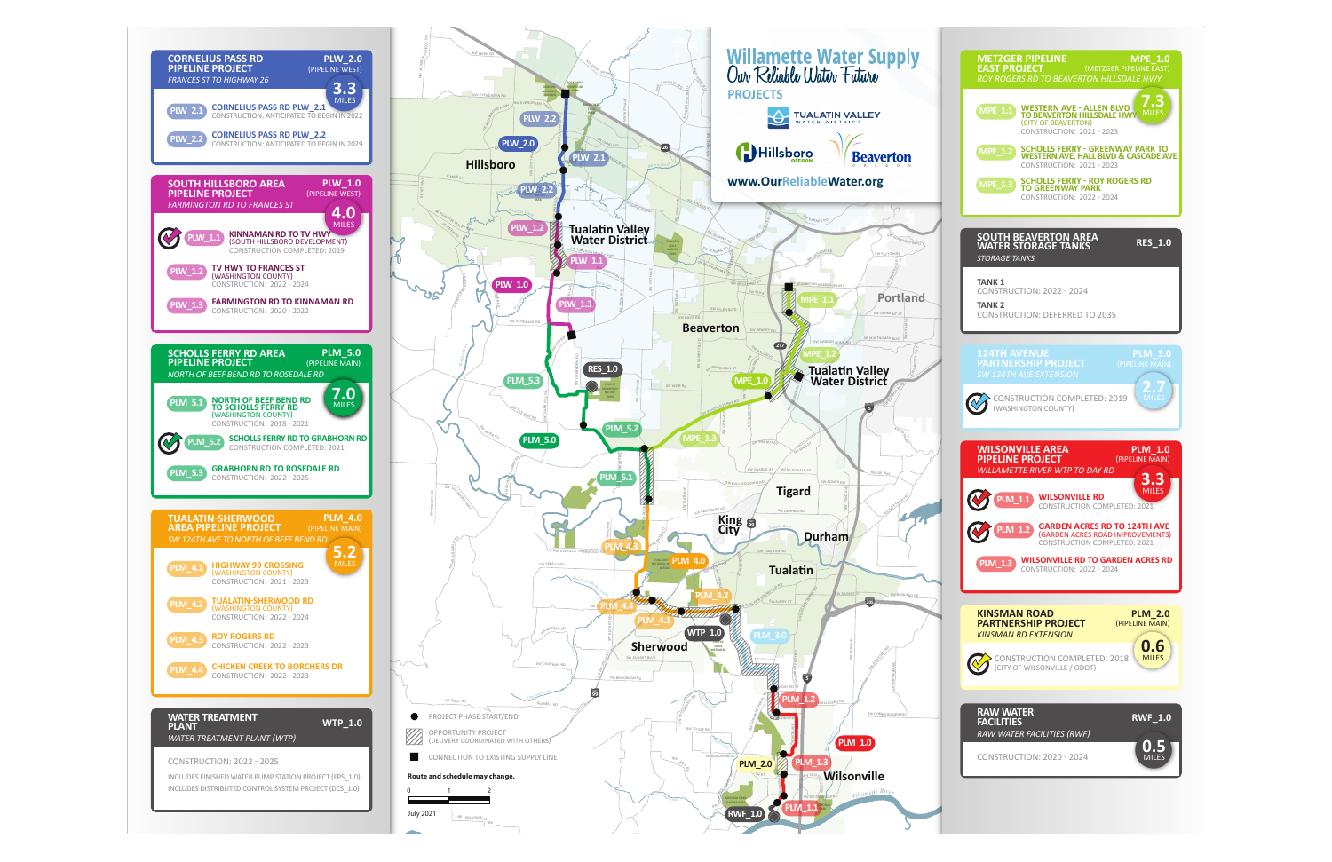# Willamette Water Supply

Our Reliable Water Future

## PROJECTS

TUALATIN VALLEY WATER DISTRICT

Hillsboro OREGON

Beaverton OREGON

www.OurReliableWater.org

---

## CORNELIUS PASS RD PIPELINE PROJECT — PLW_2.0 (PIPELINE WEST)

*FRANCES ST TO HIGHWAY 26*

**3.3 MILES**

- **PLW_2.1** — CORNELIUS PASS RD PLW_2.1 — CONSTRUCTION: ANTICIPATED TO BEGIN IN 2022
- **PLW_2.2** — CORNELIUS PASS RD PLW_2.2 — CONSTRUCTION: ANTICIPATED TO BEGIN IN 2029

## SOUTH HILLSBORO AREA PIPELINE PROJECT — PLW_1.0 (PIPELINE WEST)

*FARMINGTON RD TO FRANCES ST*

**4.0 MILES**

- **PLW_1.1** — KINNAMAN RD TO TV HWY (SOUTH HILLSBORO DEVELOPMENT) — CONSTRUCTION COMPLETED: 2019
- **PLW_1.2** — TV HWY TO FRANCES ST (WASHINGTON COUNTY) — CONSTRUCTION: 2022 - 2024
- **PLW_1.3** — FARMINGTON RD TO KINNAMAN RD — CONSTRUCTION: 2020 - 2022

## SCHOLLS FERRY RD AREA PIPELINE PROJECT — PLM_5.0 (PIPELINE MAIN)

*NORTH OF BEEF BEND RD TO ROSEDALE RD*

**7.0 MILES**

- **PLM_5.1** — NORTH OF BEEF BEND RD TO SCHOLLS FERRY RD (WASHINGTON COUNTY) — CONSTRUCTION: 2018 - 2021
- **PLM_5.2** — SCHOLLS FERRY RD TO GRABHORN RD — CONSTRUCTION COMPLETED: 2021
- **PLM_5.3** — GRABHORN RD TO ROSEDALE RD — CONSTRUCTION: 2022 - 2025

## TUALATIN-SHERWOOD AREA PIPELINE PROJECT — PLM_4.0 (PIPELINE MAIN)

*SW 124TH AVE TO NORTH OF BEEF BEND RD*

**5.2 MILES**

- **PLM_4.1** — HIGHWAY 99 CROSSING (WASHINGTON COUNTY) — CONSTRUCTION: 2021 - 2023
- **PLM_4.2** — TUALATIN-SHERWOOD RD (WASHINGTON COUNTY) — CONSTRUCTION: 2022 - 2024
- **PLM_4.3** — ROY ROGERS RD — CONSTRUCTION: 2022 - 2023
- **PLM_4.4** — CHICKEN CREEK TO BORCHERS DR — CONSTRUCTION: 2022 - 2023

## WATER TREATMENT PLANT — WTP_1.0

*WATER TREATMENT PLANT (WTP)*

CONSTRUCTION: 2022 - 2025

INCLUDES FINISHED WATER PUMP STATION PROJECT (FPS_1.0)
INCLUDES DISTRIBUTED CONTROL SYSTEM PROJECT (DCS_1.0)

## METZGER PIPELINE EAST PROJECT — MPE_1.0 (METZGER PIPELINE EAST)

*ROY ROGERS RD TO BEAVERTON HILLSDALE HWY*

**7.3 MILES**

- **MPE_1.1** — WESTERN AVE - ALLEN BLVD TO BEAVERTON HILLSDALE HWY (CITY OF BEAVERTON) — CONSTRUCTION: 2021 - 2023
- **MPE_1.2** — SCHOLLS FERRY - GREENWAY PARK TO WESTERN AVE, HALL BLVD & CASCADE AVE — CONSTRUCTION: 2021 - 2023
- **MPE_1.3** — SCHOLLS FERRY - ROY ROGERS RD TO GREENWAY PARK — CONSTRUCTION: 2022 - 2024

## SOUTH BEAVERTON AREA WATER STORAGE TANKS — RES_1.0

*STORAGE TANKS*

TANK 1 — CONSTRUCTION: 2022 - 2024

TANK 2 — CONSTRUCTION: DEFERRED TO 2035

## 124TH AVENUE PARTNERSHIP PROJECT — PLM_3.0 (PIPELINE MAIN)

*SW 124TH AVE EXTENSION*

**2.7 MILES**

CONSTRUCTION COMPLETED: 2019 (WASHINGTON COUNTY)

## WILSONVILLE AREA PIPELINE PROJECT — PLM_1.0 (PIPELINE MAIN)

*WILLAMETTE RIVER WTP TO DAY RD*

**3.3 MILES**

- **PLM_1.1** — WILSONVILLE RD — CONSTRUCTION COMPLETED: 2021
- **PLM_1.2** — GARDEN ACRES RD TO 124TH AVE (GARDEN ACRES ROAD IMPROVEMENTS) — CONSTRUCTION COMPLETED: 2021
- **PLM_1.3** — WILSONVILLE RD TO GARDEN ACRES RD — CONSTRUCTION: 2022 - 2024

## KINSMAN ROAD PARTNERSHIP PROJECT — PLM_2.0 (PIPELINE MAIN)

*KINSMAN RD EXTENSION*

**0.6 MILES**

CONSTRUCTION COMPLETED: 2018 (CITY OF WILSONVILLE / ODOT)

## RAW WATER FACILITIES — RWF_1.0

*RAW WATER FACILITIES (RWF)*

**0.5 MILES**

CONSTRUCTION: 2020 - 2024

---

**Legend**

- ● PROJECT PHASE START/END
- OPPORTUNITY PROJECT (DELIVERY COORDINATED WITH OTHERS)
- ■ CONNECTION TO EXISTING SUPPLY LINE

**Route and schedule may change.**

Scale: 0 – 1 – 2

July 2021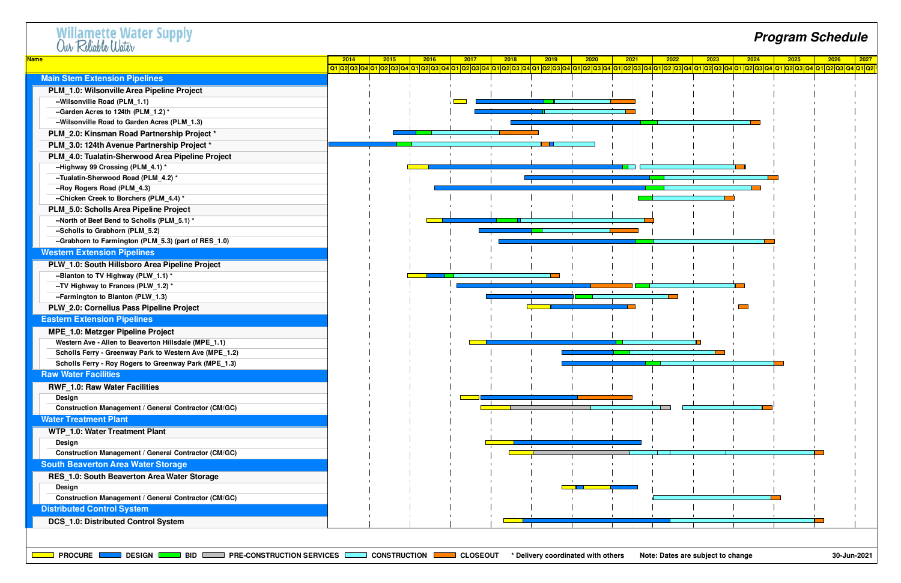Willamette Water Supply
Our Reliable Water

# Program Schedule

Name

2014 2015 2016 2017 2018 2019 2020 2021 2022 2023 2024 2025 2026 2027

Q1 Q2 Q3 Q4

## Main Stem Extension Pipelines

**PLM_1.0: Wilsonville Area Pipeline Project**
- --Wilsonville Road (PLM_1.1)
- --Garden Acres to 124th (PLM_1.2) *
- --Wilsonville Road to Garden Acres (PLM_1.3)

**PLM_2.0: Kinsman Road Partnership Project ***

**PLM_3.0: 124th Avenue Partnership Project ***

**PLM_4.0: Tualatin-Sherwood Area Pipeline Project**
- --Highway 99 Crossing (PLM_4.1) *
- --Tualatin-Sherwood Road (PLM_4.2) *
- --Roy Rogers Road (PLM_4.3)
- --Chicken Creek to Borchers (PLM_4.4) *

**PLM_5.0: Scholls Area Pipeline Project**
- --North of Beef Bend to Scholls (PLM_5.1) *
- --Scholls to Grabhorn (PLM_5.2)
- --Grabhorn to Farmington (PLM_5.3) (part of RES_1.0)

## Western Extension Pipelines

**PLW_1.0: South Hillsboro Area Pipeline Project**
- --Blanton to TV Highway (PLW_1.1) *
- --TV Highway to Frances (PLW_1.2) *
- --Farmington to Blanton (PLW_1.3)

**PLW_2.0: Cornelius Pass Pipeline Project**

## Eastern Extension Pipelines

**MPE_1.0: Metzger Pipeline Project**
- Western Ave - Allen to Beaverton Hillsdale (MPE_1.1)
- Scholls Ferry - Greenway Park to Western Ave (MPE_1.2)
- Scholls Ferry - Roy Rogers to Greenway Park (MPE_1.3)

## Raw Water Facilities

**RWF_1.0: Raw Water Facilities**
- Design
- Construction Management / General Contractor (CM/GC)

## Water Treatment Plant

**WTP_1.0: Water Treatment Plant**
- Design
- Construction Management / General Contractor (CM/GC)

## South Beaverton Area Water Storage

**RES_1.0: South Beaverton Area Water Storage**
- Design
- Construction Management / General Contractor (CM/GC)

## Distributed Control System

**DCS_1.0: Distributed Control System**

PROCURE | DESIGN | BID | PRE-CONSTRUCTION SERVICES | CONSTRUCTION | CLOSEOUT | * Delivery coordinated with others | Note: Dates are subject to change | 30-Jun-2021